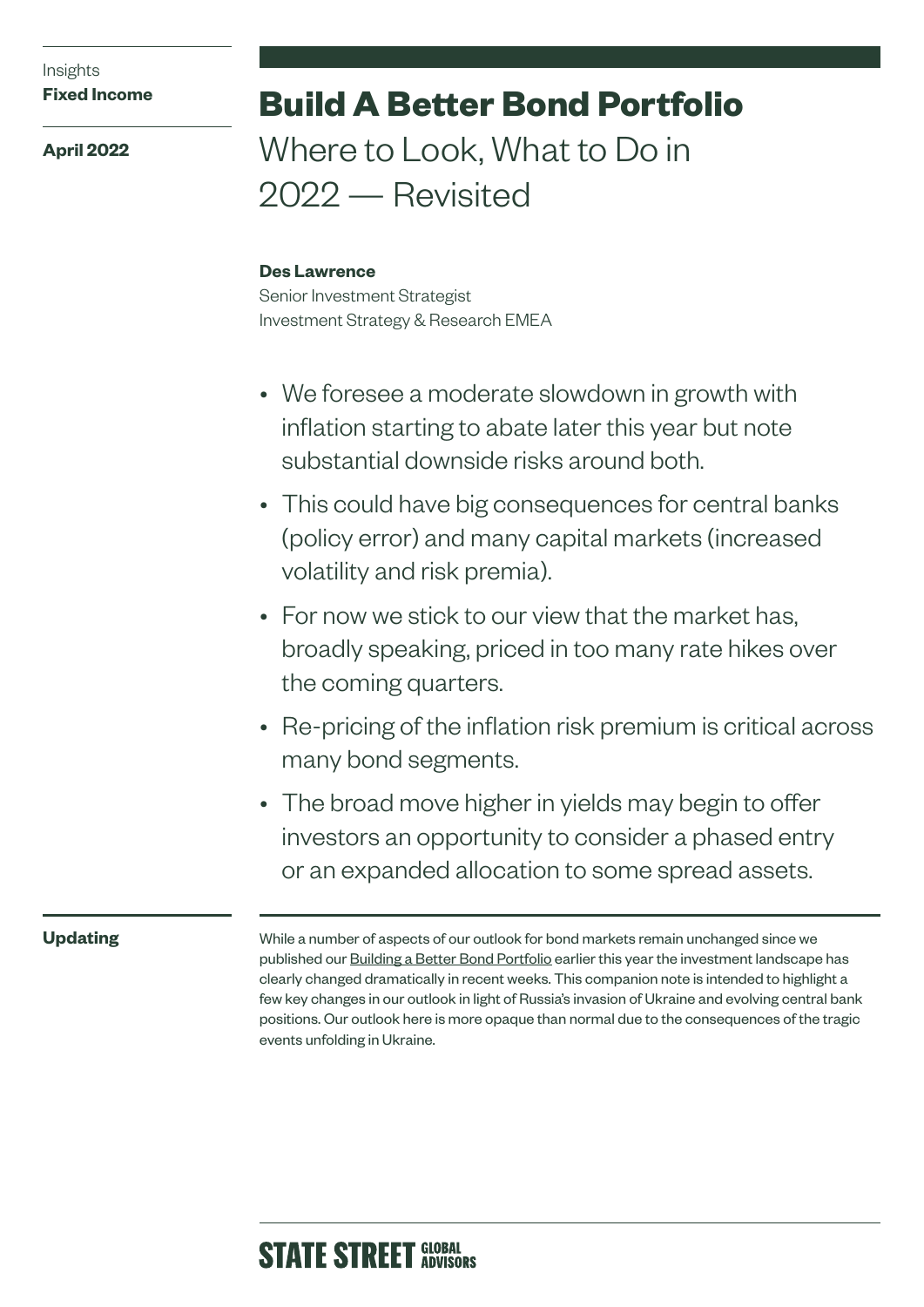Insights
**Fixed Income**

**April 2022**

# Build A Better Bond Portfolio

## Where to Look, What to Do in 2022 — Revisited

**Des Lawrence**
Senior Investment Strategist
Investment Strategy & Research EMEA

- We foresee a moderate slowdown in growth with inflation starting to abate later this year but note substantial downside risks around both.
- This could have big consequences for central banks (policy error) and many capital markets (increased volatility and risk premia).
- For now we stick to our view that the market has, broadly speaking, priced in too many rate hikes over the coming quarters.
- Re-pricing of the inflation risk premium is critical across many bond segments.
- The broad move higher in yields may begin to offer investors an opportunity to consider a phased entry or an expanded allocation to some spread assets.

### Updating

While a number of aspects of our outlook for bond markets remain unchanged since we published our Building a Better Bond Portfolio earlier this year the investment landscape has clearly changed dramatically in recent weeks. This companion note is intended to highlight a few key changes in our outlook in light of Russia's invasion of Ukraine and evolving central bank positions. Our outlook here is more opaque than normal due to the consequences of the tragic events unfolding in Ukraine.

STATE STREET GLOBAL ADVISORS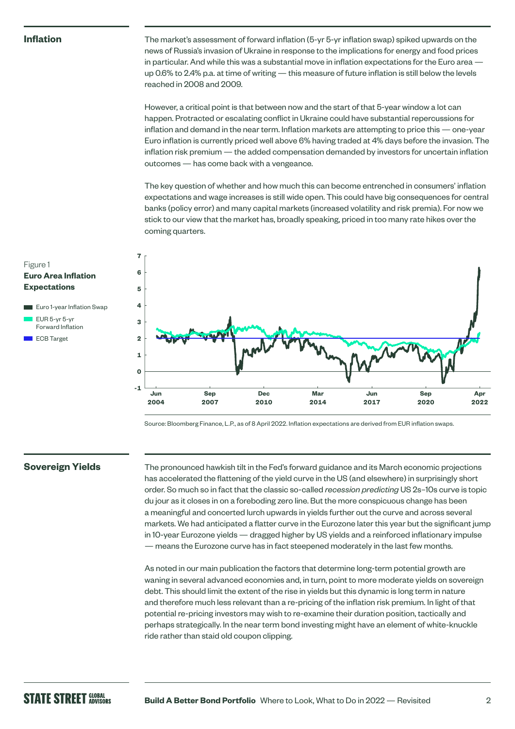## Inflation

The market's assessment of forward inflation (5-yr 5-yr inflation swap) spiked upwards on the news of Russia's invasion of Ukraine in response to the implications for energy and food prices in particular. And while this was a substantial move in inflation expectations for the Euro area — up 0.6% to 2.4% p.a. at time of writing — this measure of future inflation is still below the levels reached in 2008 and 2009.

However, a critical point is that between now and the start of that 5-year window a lot can happen. Protracted or escalating conflict in Ukraine could have substantial repercussions for inflation and demand in the near term. Inflation markets are attempting to price this — one-year Euro inflation is currently priced well above 6% having traded at 4% days before the invasion. The inflation risk premium — the added compensation demanded by investors for uncertain inflation outcomes — has come back with a vengeance.

The key question of whether and how much this can become entrenched in consumers' inflation expectations and wage increases is still wide open. This could have big consequences for central banks (policy error) and many capital markets (increased volatility and risk premia). For now we stick to our view that the market has, broadly speaking, priced in too many rate hikes over the coming quarters.

Figure 1
**Euro Area Inflation Expectations**

- Euro 1-year Inflation Swap
- EUR 5-yr 5-yr Forward Inflation
- ECB Target

Source: Bloomberg Finance, L.P., as of 8 April 2022. Inflation expectations are derived from EUR inflation swaps.

## Sovereign Yields

The pronounced hawkish tilt in the Fed's forward guidance and its March economic projections has accelerated the flattening of the yield curve in the US (and elsewhere) in surprisingly short order. So much so in fact that the classic so-called *recession predicting* US 2s–10s curve is topic du jour as it closes in on a foreboding zero line. But the more conspicuous change has been a meaningful and concerted lurch upwards in yields further out the curve and across several markets. We had anticipated a flatter curve in the Eurozone later this year but the significant jump in 10-year Eurozone yields — dragged higher by US yields and a reinforced inflationary impulse — means the Eurozone curve has in fact steepened moderately in the last few months.

As noted in our main publication the factors that determine long-term potential growth are waning in several advanced economies and, in turn, point to more moderate yields on sovereign debt. This should limit the extent of the rise in yields but this dynamic is long term in nature and therefore much less relevant than a re-pricing of the inflation risk premium. In light of that potential re-pricing investors may wish to re-examine their duration position, tactically and perhaps strategically. In the near term bond investing might have an element of white-knuckle ride rather than staid old coupon clipping.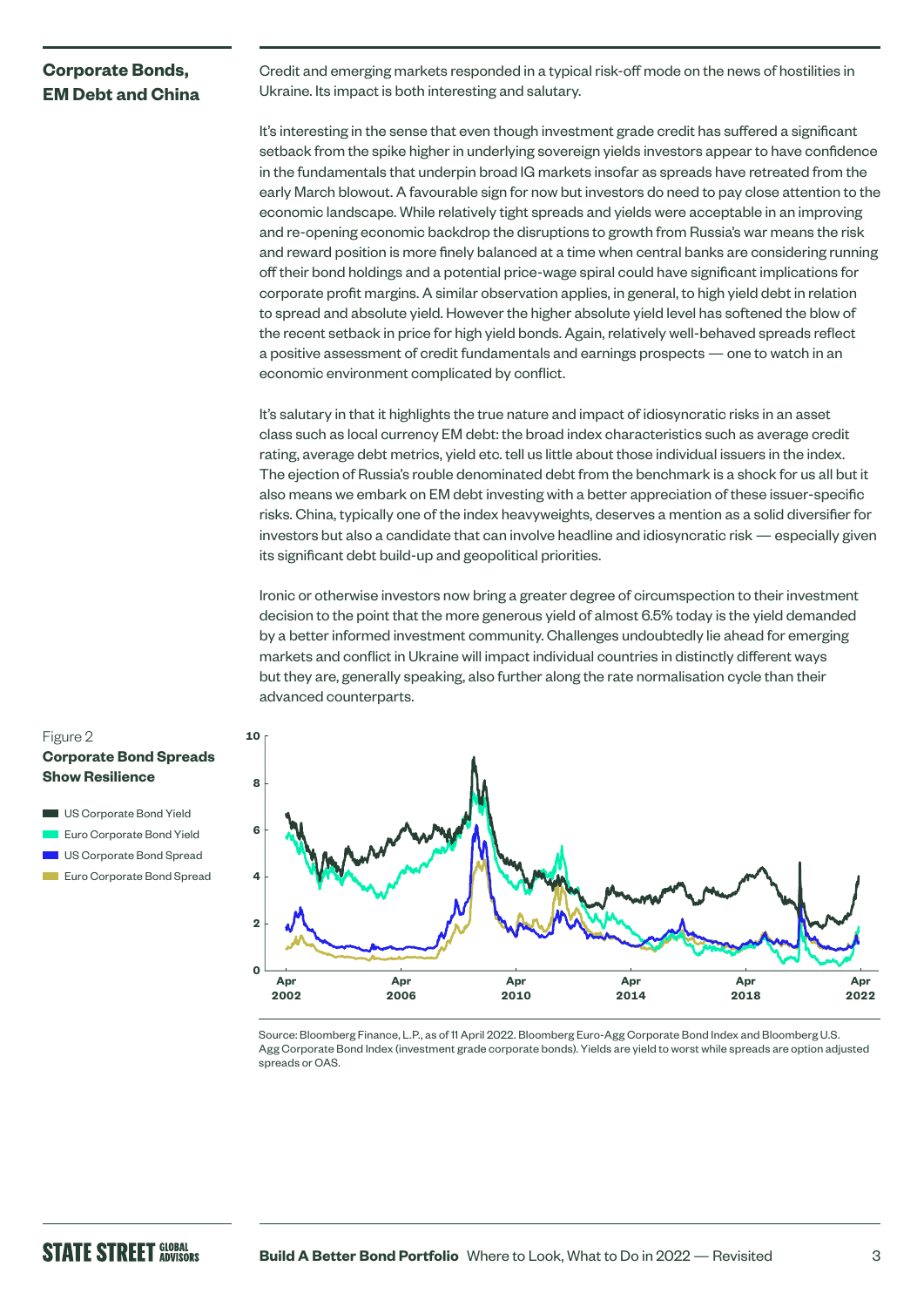## Corporate Bonds, EM Debt and China

Credit and emerging markets responded in a typical risk-off mode on the news of hostilities in Ukraine. Its impact is both interesting and salutary.

It's interesting in the sense that even though investment grade credit has suffered a significant setback from the spike higher in underlying sovereign yields investors appear to have confidence in the fundamentals that underpin broad IG markets insofar as spreads have retreated from the early March blowout. A favourable sign for now but investors do need to pay close attention to the economic landscape. While relatively tight spreads and yields were acceptable in an improving and re-opening economic backdrop the disruptions to growth from Russia's war means the risk and reward position is more finely balanced at a time when central banks are considering running off their bond holdings and a potential price-wage spiral could have significant implications for corporate profit margins. A similar observation applies, in general, to high yield debt in relation to spread and absolute yield. However the higher absolute yield level has softened the blow of the recent setback in price for high yield bonds. Again, relatively well-behaved spreads reflect a positive assessment of credit fundamentals and earnings prospects — one to watch in an economic environment complicated by conflict.

It's salutary in that it highlights the true nature and impact of idiosyncratic risks in an asset class such as local currency EM debt: the broad index characteristics such as average credit rating, average debt metrics, yield etc. tell us little about those individual issuers in the index. The ejection of Russia's rouble denominated debt from the benchmark is a shock for us all but it also means we embark on EM debt investing with a better appreciation of these issuer-specific risks. China, typically one of the index heavyweights, deserves a mention as a solid diversifier for investors but also a candidate that can involve headline and idiosyncratic risk — especially given its significant debt build-up and geopolitical priorities.

Ironic or otherwise investors now bring a greater degree of circumspection to their investment decision to the point that the more generous yield of almost 6.5% today is the yield demanded by a better informed investment community. Challenges undoubtedly lie ahead for emerging markets and conflict in Ukraine will impact individual countries in distinctly different ways but they are, generally speaking, also further along the rate normalisation cycle than their advanced counterparts.

Figure 2
**Corporate Bond Spreads Show Resilience**

- US Corporate Bond Yield
- Euro Corporate Bond Yield
- US Corporate Bond Spread
- Euro Corporate Bond Spread

Source: Bloomberg Finance, L.P., as of 11 April 2022. Bloomberg Euro-Agg Corporate Bond Index and Bloomberg U.S. Agg Corporate Bond Index (investment grade corporate bonds). Yields are yield to worst while spreads are option adjusted spreads or OAS.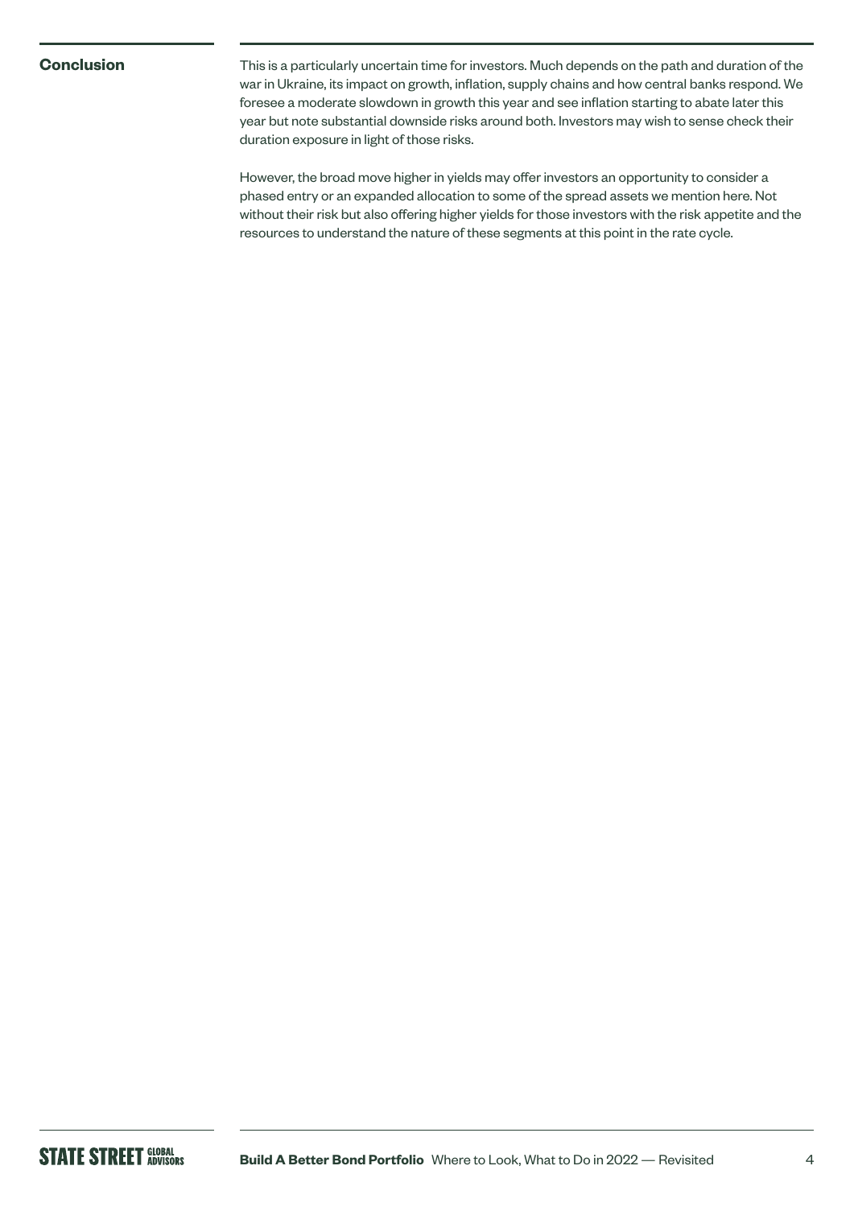## Conclusion

This is a particularly uncertain time for investors. Much depends on the path and duration of the war in Ukraine, its impact on growth, inflation, supply chains and how central banks respond. We foresee a moderate slowdown in growth this year and see inflation starting to abate later this year but note substantial downside risks around both. Investors may wish to sense check their duration exposure in light of those risks.

However, the broad move higher in yields may offer investors an opportunity to consider a phased entry or an expanded allocation to some of the spread assets we mention here. Not without their risk but also offering higher yields for those investors with the risk appetite and the resources to understand the nature of these segments at this point in the rate cycle.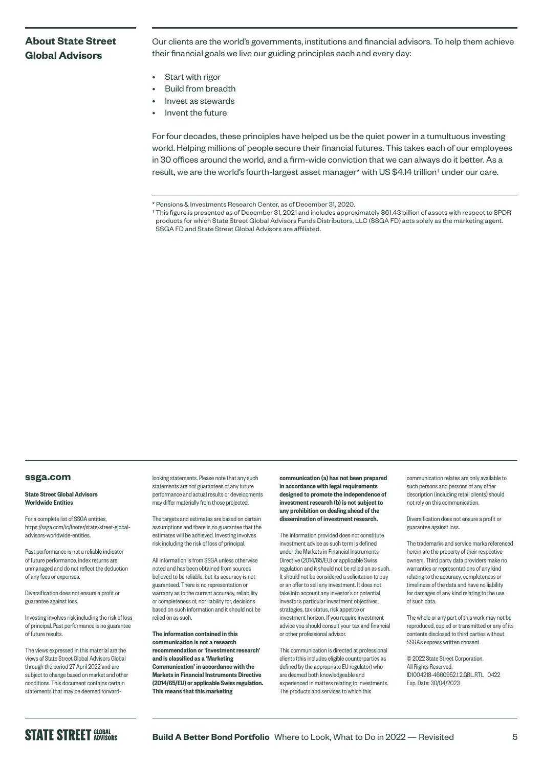## About State Street Global Advisors

Our clients are the world's governments, institutions and financial advisors. To help them achieve their financial goals we live our guiding principles each and every day:

- Start with rigor
- Build from breadth
- Invest as stewards
- Invent the future

For four decades, these principles have helped us be the quiet power in a tumultuous investing world. Helping millions of people secure their financial futures. This takes each of our employees in 30 offices around the world, and a firm-wide conviction that we can always do it better. As a result, we are the world's fourth-largest asset manager* with US $4.14 trillion† under our care.

\* Pensions & Investments Research Center, as of December 31, 2020.

† This figure is presented as of December 31, 2021 and includes approximately $61.43 billion of assets with respect to SPDR products for which State Street Global Advisors Funds Distributors, LLC (SSGA FD) acts solely as the marketing agent. SSGA FD and State Street Global Advisors are affiliated.

**ssga.com**

**State Street Global Advisors Worldwide Entities**

For a complete list of SSGA entities, https://ssga.com/ic/footer/state-street-global-advisors-worldwide-entities.

Past performance is not a reliable indicator of future performance. Index returns are unmanaged and do not reflect the deduction of any fees or expenses.

Diversification does not ensure a profit or guarantee against loss.

Investing involves risk including the risk of loss of principal. Past performance is no guarantee of future results.

The views expressed in this material are the views of State Street Global Advisors Global through the period 27 April 2022 and are subject to change based on market and other conditions. This document contains certain statements that may be deemed forward-looking statements. Please note that any such statements are not guarantees of any future performance and actual results or developments may differ materially from those projected.

The targets and estimates are based on certain assumptions and there is no guarantee that the estimates will be achieved. Investing involves risk including the risk of loss of principal.

All information is from SSGA unless otherwise noted and has been obtained from sources believed to be reliable, but its accuracy is not guaranteed. There is no representation or warranty as to the current accuracy, reliability or completeness of, nor liability for, decisions based on such information and it should not be relied on as such.

**The information contained in this communication is not a research recommendation or 'investment research' and is classified as a 'Marketing Communication' in accordance with the Markets in Financial Instruments Directive (2014/65/EU) or applicable Swiss regulation. This means that this marketing communication (a) has not been prepared in accordance with legal requirements designed to promote the independence of investment research (b) is not subject to any prohibition on dealing ahead of the dissemination of investment research.**

The information provided does not constitute investment advice as such term is defined under the Markets in Financial Instruments Directive (2014/65/EU) or applicable Swiss regulation and it should not be relied on as such. It should not be considered a solicitation to buy or an offer to sell any investment. It does not take into account any investor's or potential investor's particular investment objectives, strategies, tax status, risk appetite or investment horizon. If you require investment advice you should consult your tax and financial or other professional advisor.

This communication is directed at professional clients (this includes eligible counterparties as defined by the appropriate EU regulator) who are deemed both knowledgeable and experienced in matters relating to investments. The products and services to which this communication relates are only available to such persons and persons of any other description (including retail clients) should not rely on this communication.

Diversification does not ensure a profit or guarantee against loss.

The trademarks and service marks referenced herein are the property of their respective owners. Third party data providers make no warranties or representations of any kind relating to the accuracy, completeness or timeliness of the data and have no liability for damages of any kind relating to the use of such data.

The whole or any part of this work may not be reproduced, copied or transmitted or any of its contents disclosed to third parties without SSGA's express written consent.

© 2022 State Street Corporation.
All Rights Reserved.
ID1004218-4660952.1.2.GBL.RTL 0422
Exp. Date: 30/04/2023